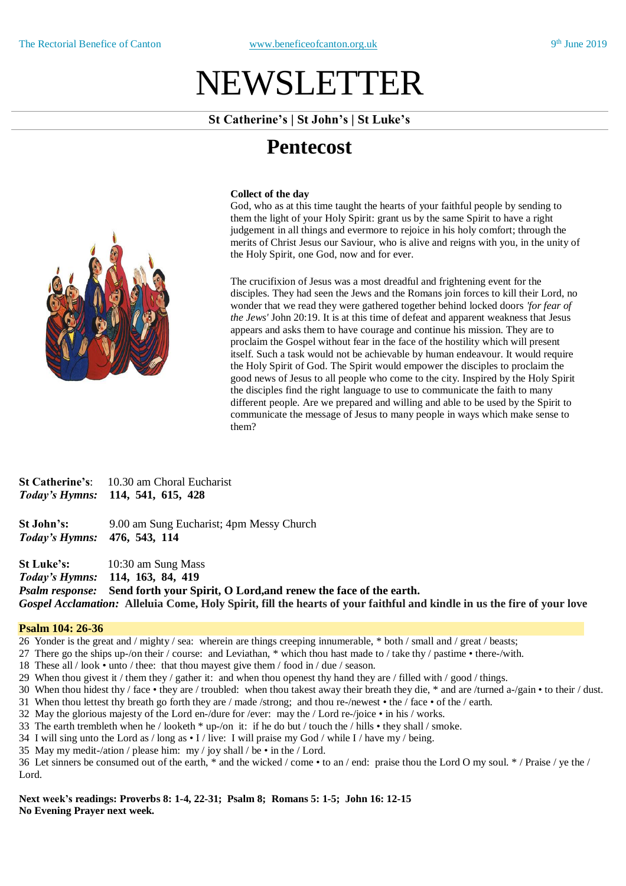# NEWSLETTER

**St Catherine's | St John's | St Luke's**

## Pentecost

**Collect of the day**

God, who as at this time taught the hearts of your faithful people by sending to them the light of your Holy Spirit: grant us by the same Spirit to have a right judgement in all things and evermore to rejoice in his holy comfort; through the merits of Christ Jesus our Saviour, who is alive and reigns with you, in the unity of the Holy Spirit, one God, now and for ever.

The crucifixion of Jesus was a most dreadful and frightening event for the disciples. They had seen the Jews and the Romans join forces to kill their Lord, no wonder that we read they were gathered together behind locked doors *'for fear of the Jews'* John 20:19. It is at this time of defeat and apparent weakness that Jesus appears and asks them to have courage and continue his mission. They are to proclaim the Gospel without fear in the face of the hostility which will present itself. Such a task would not be achievable by human endeavour. It would require the Holy Spirit of God. The Spirit would empower the disciples to proclaim the good news of Jesus to all people who come to the city. Inspired by the Holy Spirit the disciples find the right language to use to communicate the faith to many different people. Are we prepared and willing and able to be used by the Spirit to communicate the message of Jesus to many people in ways which make sense to them?

**St Catherine's**: 10.30 am Choral Eucharist
***Today's Hymns:*** **114, 541, 615, 428**

**St John's:** 9.00 am Sung Eucharist; 4pm Messy Church
***Today's Hymns:*** **476, 543, 114**

**St Luke's:** 10:30 am Sung Mass
***Today's Hymns:*** **114, 163, 84, 419**
***Psalm response:*** **Send forth your Spirit, O Lord,and renew the face of the earth.**
***Gospel Acclamation:*** **Alleluia Come, Holy Spirit, fill the hearts of your faithful and kindle in us the fire of your love**

**Psalm 104: 26-36**

26 Yonder is the great and / mighty / sea: wherein are things creeping innumerable, * both / small and / great / beasts;
27 There go the ships up-/on their / course: and Leviathan, * which thou hast made to / take thy / pastime • there-/with.
18 These all / look • unto / thee: that thou mayest give them / food in / due / season.
29 When thou givest it / them they / gather it: and when thou openest thy hand they are / filled with / good / things.
30 When thou hidest thy / face • they are / troubled: when thou takest away their breath they die, * and are /turned a-/gain • to their / dust.
31 When thou lettest thy breath go forth they are / made /strong; and thou re-/newest • the / face • of the / earth.
32 May the glorious majesty of the Lord en-/dure for /ever: may the / Lord re-/joice • in his / works.
33 The earth trembleth when he / looketh * up-/on it: if he do but / touch the / hills • they shall / smoke.
34 I will sing unto the Lord as / long as • I / live: I will praise my God / while I / have my / being.
35 May my medit-/ation / please him: my / joy shall / be • in the / Lord.
36 Let sinners be consumed out of the earth, * and the wicked / come • to an / end: praise thou the Lord O my soul. * / Praise / ye the / Lord.

**Next week's readings: Proverbs 8: 1-4, 22-31; Psalm 8; Romans 5: 1-5; John 16: 12-15**
**No Evening Prayer next week.**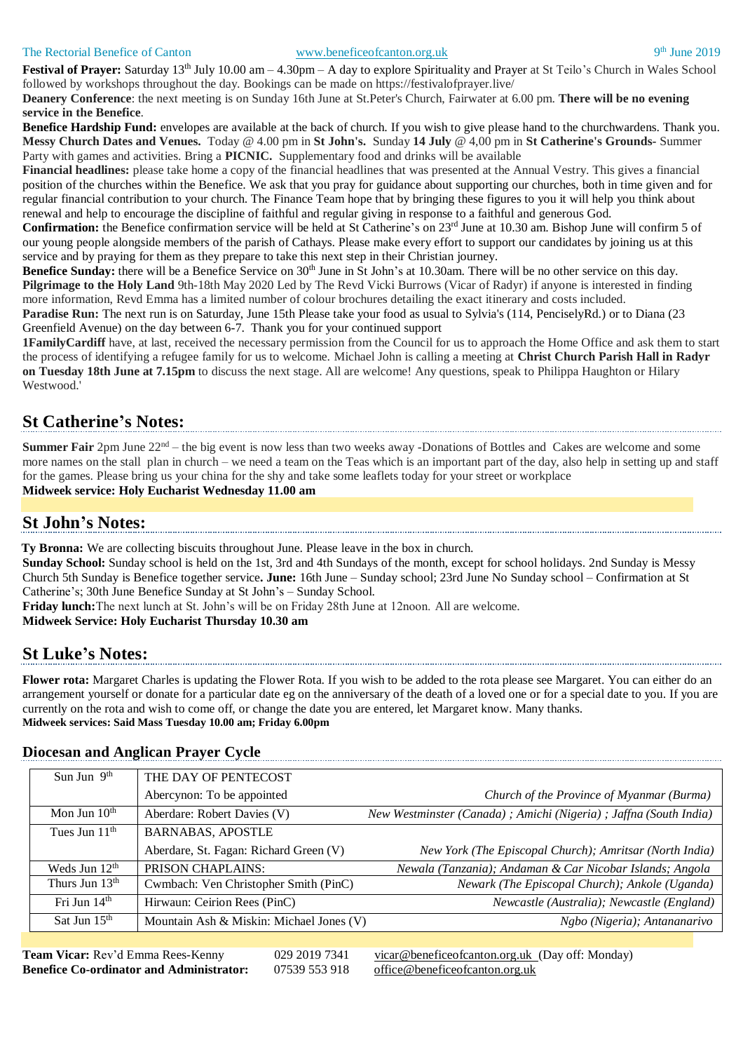**Festival of Prayer:** Saturday 13th July 10.00 am – 4.30pm – A day to explore Spirituality and Prayer at St Teilo's Church in Wales School followed by workshops throughout the day. Bookings can be made on https://festivalofprayer.live/

**Deanery Conference**: the next meeting is on Sunday 16th June at St.Peter's Church, Fairwater at 6.00 pm. **There will be no evening service in the Benefice**.

**Benefice Hardship Fund:** envelopes are available at the back of church. If you wish to give please hand to the churchwardens. Thank you.

**Messy Church Dates and Venues.** Today @ 4.00 pm in **St John's.** Sunday **14 July** @ 4,00 pm in **St Catherine's Grounds**- Summer Party with games and activities. Bring a **PICNIC.** Supplementary food and drinks will be available

**Financial headlines:** please take home a copy of the financial headlines that was presented at the Annual Vestry. This gives a financial position of the churches within the Benefice. We ask that you pray for guidance about supporting our churches, both in time given and for regular financial contribution to your church. The Finance Team hope that by bringing these figures to you it will help you think about renewal and help to encourage the discipline of faithful and regular giving in response to a faithful and generous God.

**Confirmation:** the Benefice confirmation service will be held at St Catherine's on 23rd June at 10.30 am. Bishop June will confirm 5 of our young people alongside members of the parish of Cathays. Please make every effort to support our candidates by joining us at this service and by praying for them as they prepare to take this next step in their Christian journey.

**Benefice Sunday:** there will be a Benefice Service on 30th June in St John's at 10.30am. There will be no other service on this day.

**Pilgrimage to the Holy Land** 9th-18th May 2020 Led by The Revd Vicki Burrows (Vicar of Radyr) if anyone is interested in finding more information, Revd Emma has a limited number of colour brochures detailing the exact itinerary and costs included.

**Paradise Run:** The next run is on Saturday, June 15th Please take your food as usual to Sylvia's (114, PenciselyRd.) or to Diana (23 Greenfield Avenue) on the day between 6-7. Thank you for your continued support

**1FamilyCardiff** have, at last, received the necessary permission from the Council for us to approach the Home Office and ask them to start the process of identifying a refugee family for us to welcome. Michael John is calling a meeting at **Christ Church Parish Hall in Radyr on Tuesday 18th June at 7.15pm** to discuss the next stage. All are welcome! Any questions, speak to Philippa Haughton or Hilary Westwood.'

## St Catherine's Notes:

**Summer Fair** 2pm June 22nd – the big event is now less than two weeks away -Donations of Bottles and Cakes are welcome and some more names on the stall plan in church – we need a team on the Teas which is an important part of the day, also help in setting up and staff for the games. Please bring us your china for the shy and take some leaflets today for your street or workplace

**Midweek service: Holy Eucharist Wednesday 11.00 am**

## St John's Notes:

**Ty Bronna:** We are collecting biscuits throughout June. Please leave in the box in church.

**Sunday School:** Sunday school is held on the 1st, 3rd and 4th Sundays of the month, except for school holidays. 2nd Sunday is Messy Church 5th Sunday is Benefice together service**. June:** 16th June – Sunday school; 23rd June No Sunday school – Confirmation at St Catherine's; 30th June Benefice Sunday at St John's – Sunday School.

**Friday lunch:** The next lunch at St. John's will be on Friday 28th June at 12noon. All are welcome.

**Midweek Service: Holy Eucharist Thursday 10.30 am**

## St Luke's Notes:

**Flower rota:** Margaret Charles is updating the Flower Rota. If you wish to be added to the rota please see Margaret. You can either do an arrangement yourself or donate for a particular date eg on the anniversary of the death of a loved one or for a special date to you. If you are currently on the rota and wish to come off, or change the date you are entered, let Margaret know. Many thanks.

**Midweek services: Said Mass Tuesday 10.00 am; Friday 6.00pm**

### Diocesan and Anglican Prayer Cycle

| | | |
|---|---|---|
| Sun Jun 9th | THE DAY OF PENTECOST | |
| | Abercynon: To be appointed | *Church of the Province of Myanmar (Burma)* |
| Mon Jun 10th | Aberdare: Robert Davies (V) | *New Westminster (Canada) ; Amichi (Nigeria) ; Jaffna (South India)* |
| Tues Jun 11th | BARNABAS, APOSTLE | |
| | Aberdare, St. Fagan: Richard Green (V) | *New York (The Episcopal Church); Amritsar (North India)* |
| Weds Jun 12th | PRISON CHAPLAINS: | *Newala (Tanzania); Andaman & Car Nicobar Islands; Angola* |
| Thurs Jun 13th | Cwmbach: Ven Christopher Smith (PinC) | *Newark (The Episcopal Church); Ankole (Uganda)* |
| Fri Jun 14th | Hirwaun: Ceirion Rees (PinC) | *Newcastle (Australia); Newcastle (England)* |
| Sat Jun 15th | Mountain Ash & Miskin: Michael Jones (V) | *Ngbo (Nigeria); Antananarivo* |

**Team Vicar:** Rev'd Emma Rees-Kenny 029 2019 7341 vicar@beneficeofcanton.org.uk (Day off: Monday)
**Benefice Co-ordinator and Administrator:** 07539 553 918 office@beneficeofcanton.org.uk